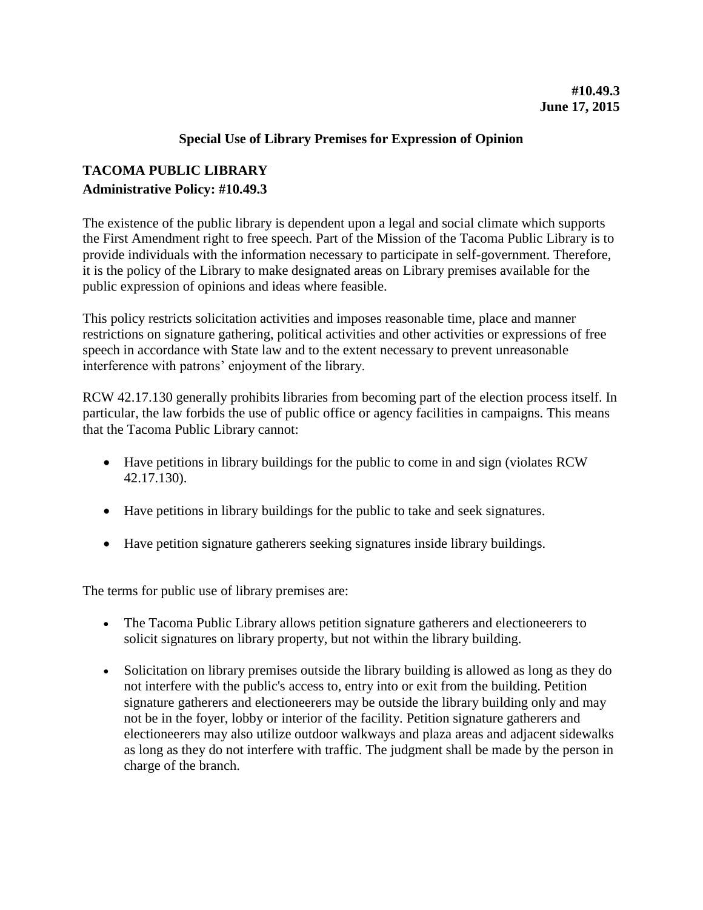**#10.49.3**
**June 17, 2015**

**Special Use of Library Premises for Expression of Opinion**

## TACOMA PUBLIC LIBRARY

**Administrative Policy: #10.49.3**

The existence of the public library is dependent upon a legal and social climate which supports the First Amendment right to free speech. Part of the Mission of the Tacoma Public Library is to provide individuals with the information necessary to participate in self-government. Therefore, it is the policy of the Library to make designated areas on Library premises available for the public expression of opinions and ideas where feasible.

This policy restricts solicitation activities and imposes reasonable time, place and manner restrictions on signature gathering, political activities and other activities or expressions of free speech in accordance with State law and to the extent necessary to prevent unreasonable interference with patrons' enjoyment of the library.

RCW 42.17.130 generally prohibits libraries from becoming part of the election process itself. In particular, the law forbids the use of public office or agency facilities in campaigns. This means that the Tacoma Public Library cannot:

- Have petitions in library buildings for the public to come in and sign (violates RCW 42.17.130).
- Have petitions in library buildings for the public to take and seek signatures.
- Have petition signature gatherers seeking signatures inside library buildings.

The terms for public use of library premises are:

- The Tacoma Public Library allows petition signature gatherers and electioneerers to solicit signatures on library property, but not within the library building.
- Solicitation on library premises outside the library building is allowed as long as they do not interfere with the public's access to, entry into or exit from the building. Petition signature gatherers and electioneerers may be outside the library building only and may not be in the foyer, lobby or interior of the facility. Petition signature gatherers and electioneerers may also utilize outdoor walkways and plaza areas and adjacent sidewalks as long as they do not interfere with traffic. The judgment shall be made by the person in charge of the branch.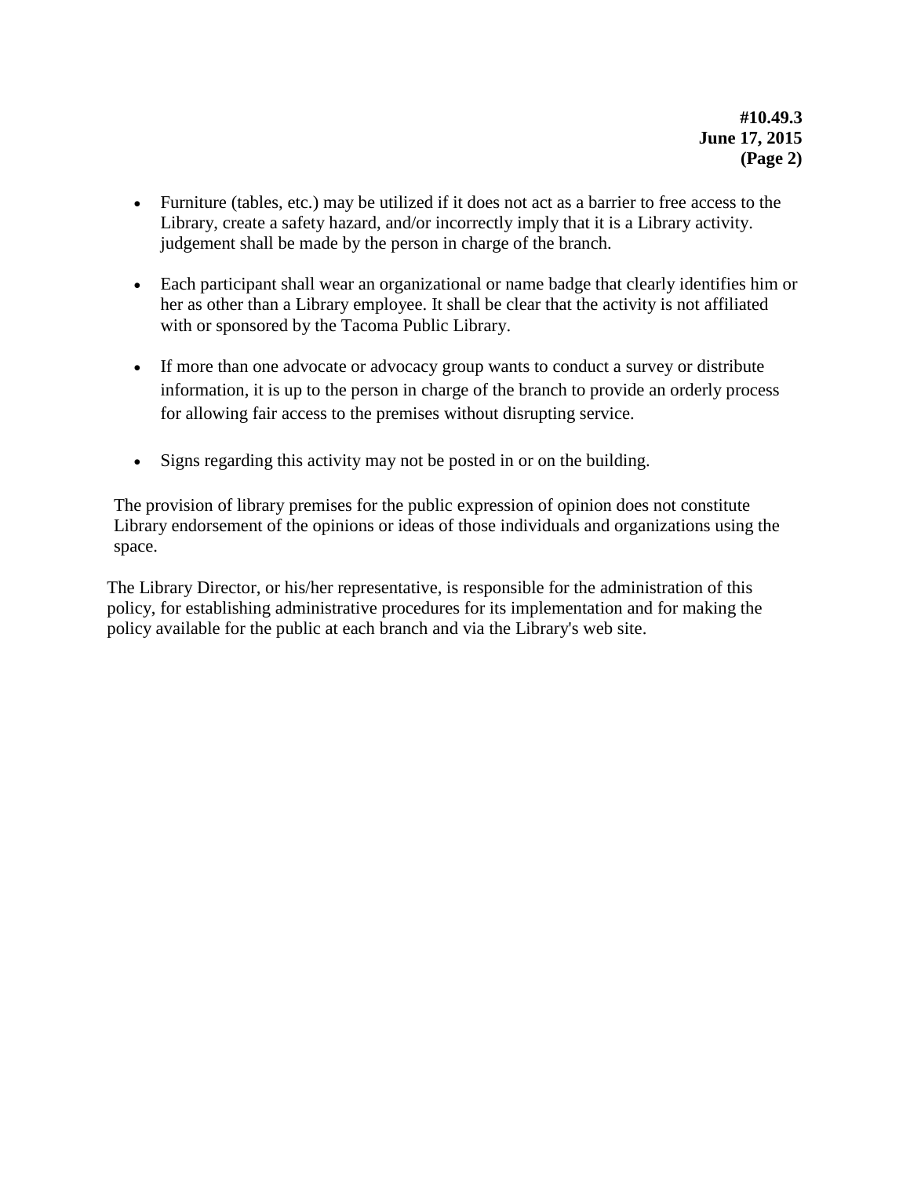- Furniture (tables, etc.) may be utilized if it does not act as a barrier to free access to the Library, create a safety hazard, and/or incorrectly imply that it is a Library activity. judgement shall be made by the person in charge of the branch.

- Each participant shall wear an organizational or name badge that clearly identifies him or her as other than a Library employee. It shall be clear that the activity is not affiliated with or sponsored by the Tacoma Public Library.

- If more than one advocate or advocacy group wants to conduct a survey or distribute information, it is up to the person in charge of the branch to provide an orderly process for allowing fair access to the premises without disrupting service.

- Signs regarding this activity may not be posted in or on the building.

The provision of library premises for the public expression of opinion does not constitute Library endorsement of the opinions or ideas of those individuals and organizations using the space.

The Library Director, or his/her representative, is responsible for the administration of this policy, for establishing administrative procedures for its implementation and for making the policy available for the public at each branch and via the Library's web site.